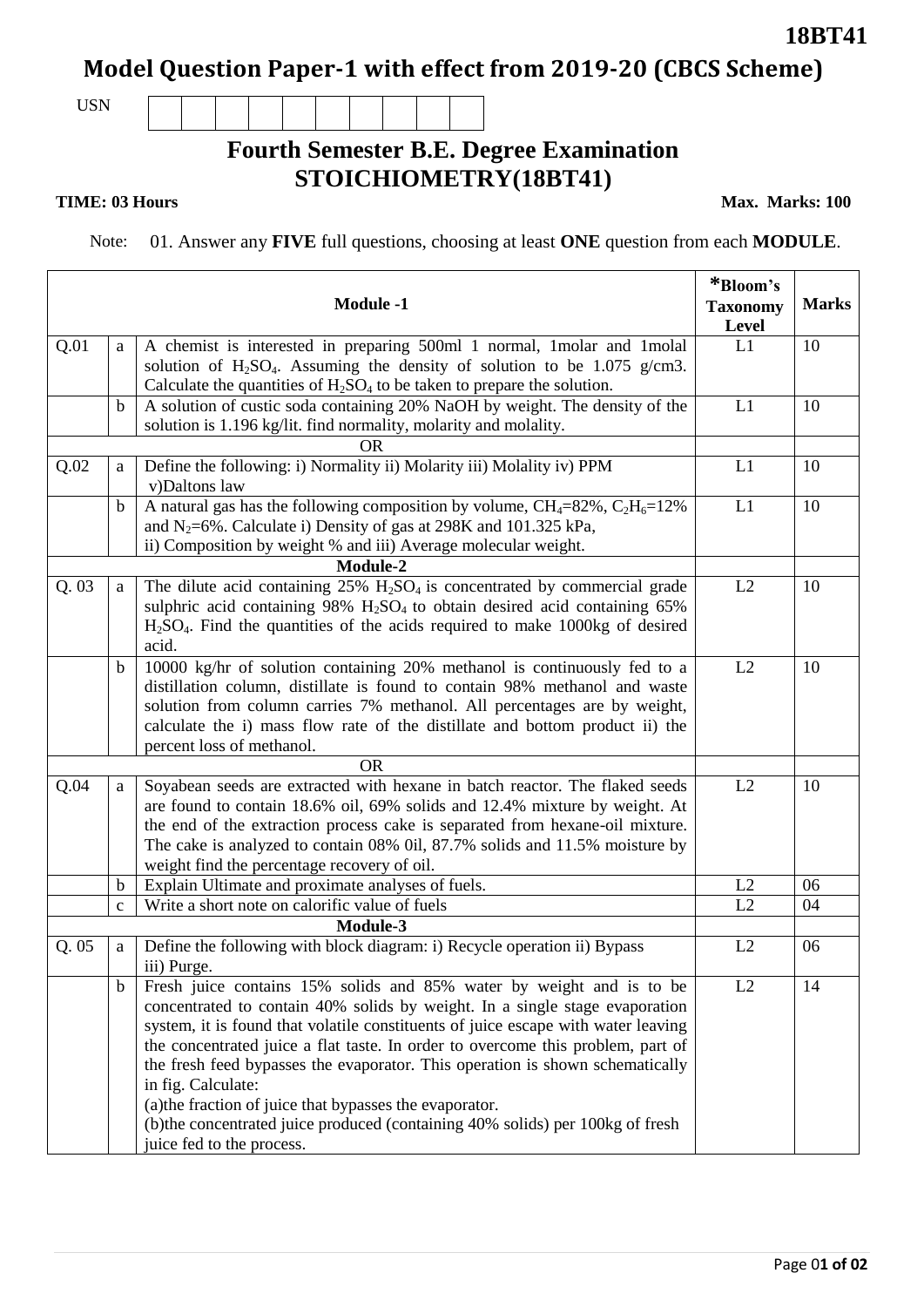**18BT41**

# Model Question Paper-1 with effect from 2019-20 (CBCS Scheme)

USN

## Fourth Semester B.E. Degree Examination
## STOICHIOMETRY(18BT41)

**TIME: 03 Hours** **Max. Marks: 100**

Note: 01. Answer any **FIVE** full questions, choosing at least **ONE** question from each **MODULE**.

| | | Module -1 | *Bloom's Taxonomy Level | Marks |
|---|---|---|---|---|
| Q.01 | a | A chemist is interested in preparing 500ml 1 normal, 1molar and 1molal solution of $H_2SO_4$. Assuming the density of solution to be 1.075 g/cm3. Calculate the quantities of $H_2SO_4$ to be taken to prepare the solution. | L1 | 10 |
| | b | A solution of custic soda containing 20% NaOH by weight. The density of the solution is 1.196 kg/lit. find normality, molarity and molality. | L1 | 10 |
| | | OR | | |
| Q.02 | a | Define the following: i) Normality ii) Molarity iii) Molality iv) PPM v)Daltons law | L1 | 10 |
| | b | A natural gas has the following composition by volume, $CH_4$=82%, $C_2H_6$=12% and $N_2$=6%. Calculate i) Density of gas at 298K and 101.325 kPa, ii) Composition by weight % and iii) Average molecular weight. | L1 | 10 |
| | | **Module-2** | | |
| Q. 03 | a | The dilute acid containing 25% $H_2SO_4$ is concentrated by commercial grade sulphric acid containing 98% $H_2SO_4$ to obtain desired acid containing 65% $H_2SO_4$. Find the quantities of the acids required to make 1000kg of desired acid. | L2 | 10 |
| | b | 10000 kg/hr of solution containing 20% methanol is continuously fed to a distillation column, distillate is found to contain 98% methanol and waste solution from column carries 7% methanol. All percentages are by weight, calculate the i) mass flow rate of the distillate and bottom product ii) the percent loss of methanol. | L2 | 10 |
| | | OR | | |
| Q.04 | a | Soyabean seeds are extracted with hexane in batch reactor. The flaked seeds are found to contain 18.6% oil, 69% solids and 12.4% mixture by weight. At the end of the extraction process cake is separated from hexane-oil mixture. The cake is analyzed to contain 08% 0il, 87.7% solids and 11.5% moisture by weight find the percentage recovery of oil. | L2 | 10 |
| | b | Explain Ultimate and proximate analyses of fuels. | L2 | 06 |
| | c | Write a short note on calorific value of fuels | L2 | 04 |
| | | **Module-3** | | |
| Q. 05 | a | Define the following with block diagram: i) Recycle operation ii) Bypass iii) Purge. | L2 | 06 |
| | b | Fresh juice contains 15% solids and 85% water by weight and is to be concentrated to contain 40% solids by weight. In a single stage evaporation system, it is found that volatile constituents of juice escape with water leaving the concentrated juice a flat taste. In order to overcome this problem, part of the fresh feed bypasses the evaporator. This operation is shown schematically in fig. Calculate: (a)the fraction of juice that bypasses the evaporator. (b)the concentrated juice produced (containing 40% solids) per 100kg of fresh juice fed to the process. | L2 | 14 |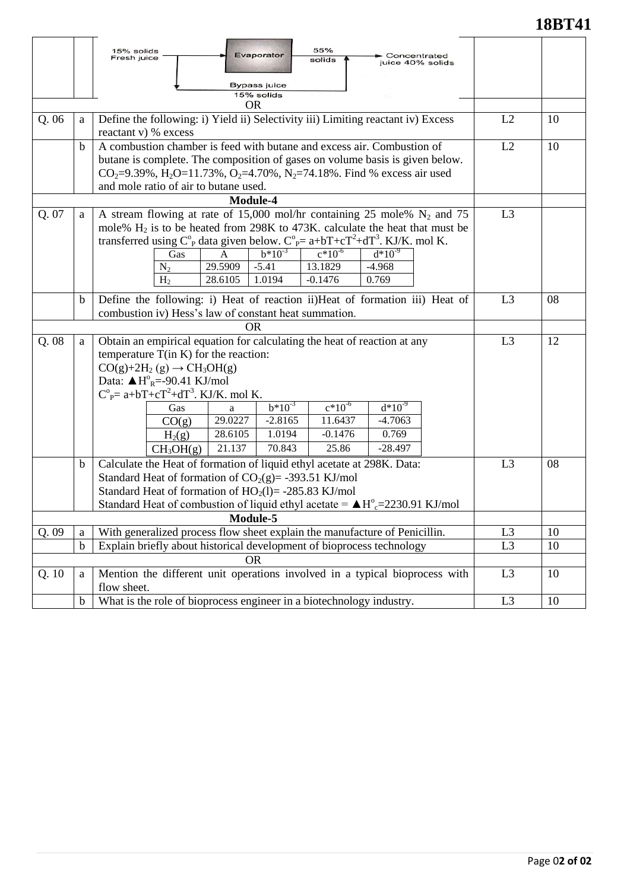15% solids Fresh juice → Evaporator → 55% solids → Concentrated juice 40% solids

Bypass juice 15% solids

OR

| | | | | |
|---|---|---|---|---|
| Q. 06 | a | Define the following: i) Yield ii) Selectivity iii) Limiting reactant iv) Excess reactant v) % excess | L2 | 10 |
| | b | A combustion chamber is feed with butane and excess air. Combustion of butane is complete. The composition of gases on volume basis is given below. $CO_2$=9.39%, $H_2O$=11.73%, $O_2$=4.70%, $N_2$=74.18%. Find % excess air used and mole ratio of air to butane used. | L2 | 10 |

**Module-4**

| | | | | |
|---|---|---|---|---|
| Q. 07 | a | A stream flowing at rate of 15,000 mol/hr containing 25 mole% $N_2$ and 75 mole% $H_2$ is to be heated from 298K to 473K. calculate the heat that must be transferred using $C^o_P$ data given below. $C^o_P$= a+bT+cT$^2$+dT$^3$. KJ/K. mol K. | L3 | |

| Gas | A | $b*10^{-3}$ | $c*10^{-6}$ | $d*10^{-9}$ |
|---|---|---|---|---|
| $N_2$ | 29.5909 | -5.41 | 13.1829 | -4.968 |
| $H_2$ | 28.6105 | 1.0194 | -0.1476 | 0.769 |

| | | | | |
|---|---|---|---|---|
| | b | Define the following: i) Heat of reaction ii)Heat of formation iii) Heat of combustion iv) Hess's law of constant heat summation. | L3 | 08 |

OR

| | | | | |
|---|---|---|---|---|
| Q. 08 | a | Obtain an empirical equation for calculating the heat of reaction at any temperature T(in K) for the reaction: $CO(g)+2H_2(g) \rightarrow CH_3OH(g)$ Data: $\blacktriangle H^o_R$=-90.41 KJ/mol $C^o_P$= a+bT+cT$^2$+dT$^3$. KJ/K. mol K. | L3 | 12 |

| Gas | a | $b*10^{-3}$ | $c*10^{-6}$ | $d*10^{-9}$ |
|---|---|---|---|---|
| $CO(g)$ | 29.0227 | -2.8165 | 11.6437 | -4.7063 |
| $H_2(g)$ | 28.6105 | 1.0194 | -0.1476 | 0.769 |
| $CH_3OH(g)$ | 21.137 | 70.843 | 25.86 | -28.497 |

| | | | | |
|---|---|---|---|---|
| | b | Calculate the Heat of formation of liquid ethyl acetate at 298K. Data: Standard Heat of formation of $CO_2(g)$= -393.51 KJ/mol Standard Heat of formation of $HO_2(l)$= -285.83 KJ/mol Standard Heat of combustion of liquid ethyl acetate = $\blacktriangle H^o_c$=2230.91 KJ/mol | L3 | 08 |

**Module-5**

| | | | | |
|---|---|---|---|---|
| Q. 09 | a | With generalized process flow sheet explain the manufacture of Penicillin. | L3 | 10 |
| | b | Explain briefly about historical development of bioprocess technology | L3 | 10 |

OR

| | | | | |
|---|---|---|---|---|
| Q. 10 | a | Mention the different unit operations involved in a typical bioprocess with flow sheet. | L3 | 10 |
| | b | What is the role of bioprocess engineer in a biotechnology industry. | L3 | 10 |